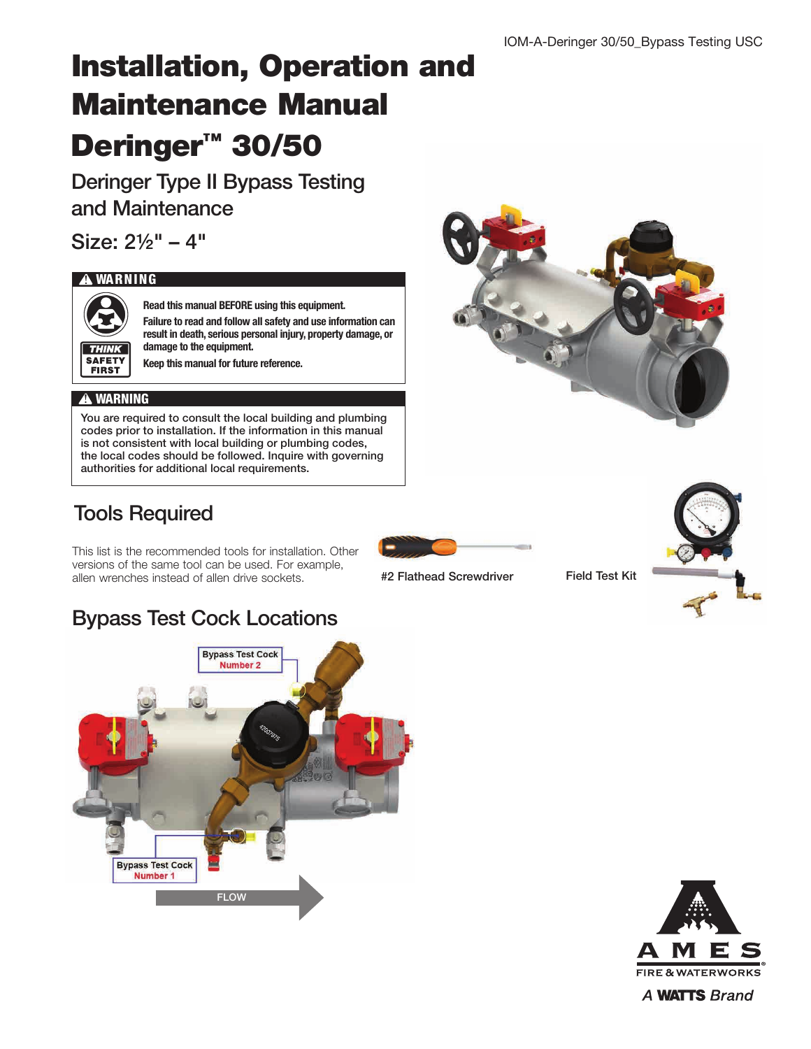IOM-A-Deringer 30/50_Bypass Testing USC

# Installation, Operation and Maintenance Manual

# Deringer™ 30/50

## Deringer Type II Bypass Testing and Maintenance

## Size: 2½" – 4"

**⚠ WARNING**

THINK SAFETY FIRST

**Read this manual BEFORE using this equipment.**

**Failure to read and follow all safety and use information can result in death, serious personal injury, property damage, or damage to the equipment.**

**Keep this manual for future reference.**

**⚠ WARNING**

You are required to consult the local building and plumbing codes prior to installation. If the information in this manual is not consistent with local building or plumbing codes, the local codes should be followed. Inquire with governing authorities for additional local requirements.

## Tools Required

This list is the recommended tools for installation. Other versions of the same tool can be used. For example, allen wrenches instead of allen drive sockets.

#2 Flathead Screwdriver

Field Test Kit

## Bypass Test Cock Locations

Bypass Test Cock Number 2

Bypass Test Cock Number 1

FLOW

AMES FIRE & WATERWORKS

*A* **WATTS** *Brand*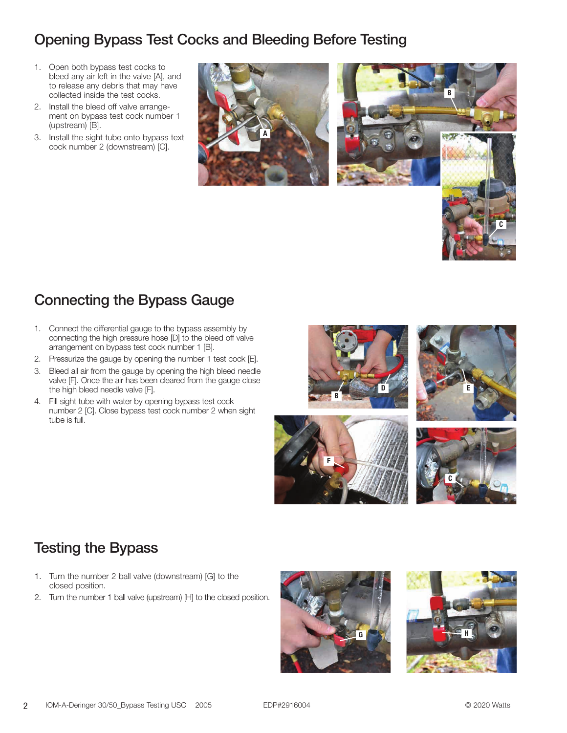## Opening Bypass Test Cocks and Bleeding Before Testing

1. Open both bypass test cocks to bleed any air left in the valve [A], and to release any debris that may have collected inside the test cocks.
2. Install the bleed off valve arrangement on bypass test cock number 1 (upstream) [B].
3. Install the sight tube onto bypass text cock number 2 (downstream) [C].

## Connecting the Bypass Gauge

1. Connect the differential gauge to the bypass assembly by connecting the high pressure hose [D] to the bleed off valve arrangement on bypass test cock number 1 [B].
2. Pressurize the gauge by opening the number 1 test cock [E].
3. Bleed all air from the gauge by opening the high bleed needle valve [F]. Once the air has been cleared from the gauge close the high bleed needle valve [F].
4. Fill sight tube with water by opening bypass test cock number 2 [C]. Close bypass test cock number 2 when sight tube is full.

## Testing the Bypass

1. Turn the number 2 ball valve (downstream) [G] to the closed position.
2. Turn the number 1 ball valve (upstream) [H] to the closed position.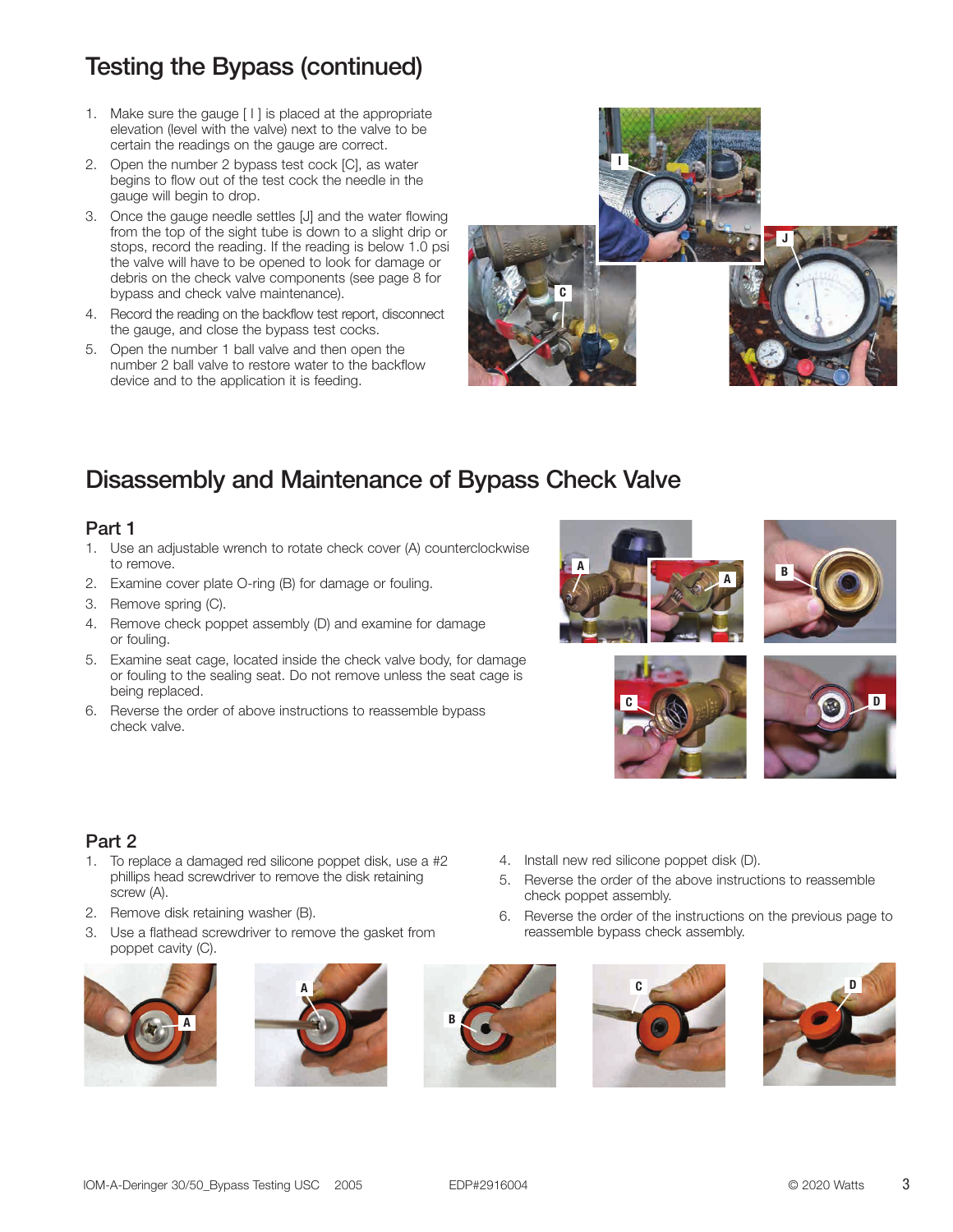## Testing the Bypass (continued)

1. Make sure the gauge [ I ] is placed at the appropriate elevation (level with the valve) next to the valve to be certain the readings on the gauge are correct.
2. Open the number 2 bypass test cock [C], as water begins to flow out of the test cock the needle in the gauge will begin to drop.
3. Once the gauge needle settles [J] and the water flowing from the top of the sight tube is down to a slight drip or stops, record the reading. If the reading is below 1.0 psi the valve will have to be opened to look for damage or debris on the check valve components (see page 8 for bypass and check valve maintenance).
4. Record the reading on the backflow test report, disconnect the gauge, and close the bypass test cocks.
5. Open the number 1 ball valve and then open the number 2 ball valve to restore water to the backflow device and to the application it is feeding.

## Disassembly and Maintenance of Bypass Check Valve

### Part 1

1. Use an adjustable wrench to rotate check cover (A) counterclockwise to remove.
2. Examine cover plate O-ring (B) for damage or fouling.
3. Remove spring (C).
4. Remove check poppet assembly (D) and examine for damage or fouling.
5. Examine seat cage, located inside the check valve body, for damage or fouling to the sealing seat. Do not remove unless the seat cage is being replaced.
6. Reverse the order of above instructions to reassemble bypass check valve.

### Part 2

1. To replace a damaged red silicone poppet disk, use a #2 phillips head screwdriver to remove the disk retaining screw (A).
2. Remove disk retaining washer (B).
3. Use a flathead screwdriver to remove the gasket from poppet cavity (C).
4. Install new red silicone poppet disk (D).
5. Reverse the order of the above instructions to reassemble check poppet assembly.
6. Reverse the order of the instructions on the previous page to reassemble bypass check assembly.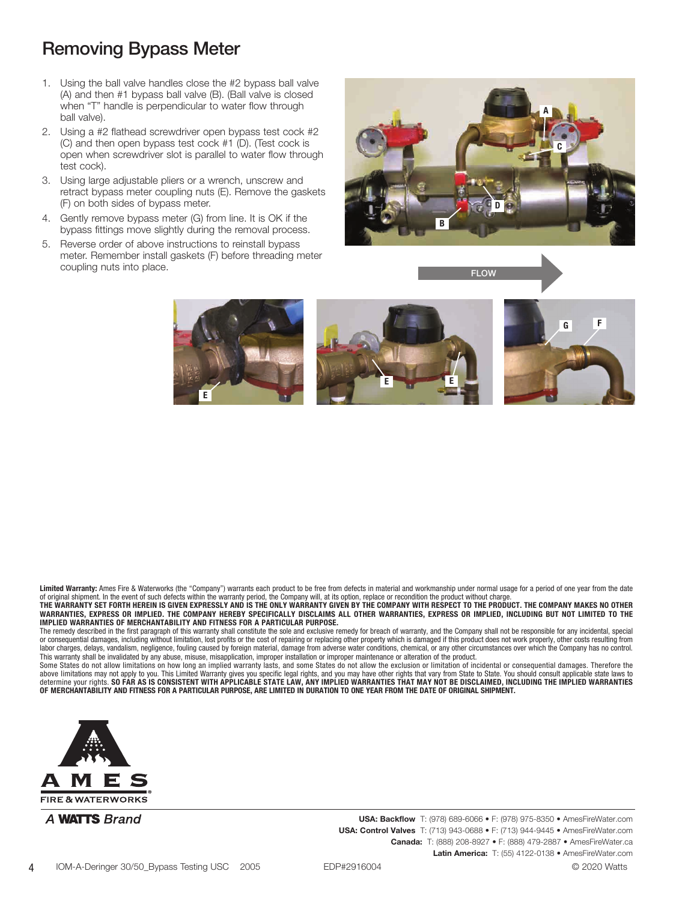## Removing Bypass Meter

1. Using the ball valve handles close the #2 bypass ball valve (A) and then #1 bypass ball valve (B). (Ball valve is closed when "T" handle is perpendicular to water flow through ball valve).
2. Using a #2 flathead screwdriver open bypass test cock #2 (C) and then open bypass test cock #1 (D). (Test cock is open when screwdriver slot is parallel to water flow through test cock).
3. Using large adjustable pliers or a wrench, unscrew and retract bypass meter coupling nuts (E). Remove the gaskets (F) on both sides of bypass meter.
4. Gently remove bypass meter (G) from line. It is OK if the bypass fittings move slightly during the removal process.
5. Reverse order of above instructions to reinstall bypass meter. Remember install gaskets (F) before threading meter coupling nuts into place.

FLOW

**Limited Warranty:** Ames Fire & Waterworks (the "Company") warrants each product to be free from defects in material and workmanship under normal usage for a period of one year from the date of original shipment. In the event of such defects within the warranty period, the Company will, at its option, replace or recondition the product without charge.
**THE WARRANTY SET FORTH HEREIN IS GIVEN EXPRESSLY AND IS THE ONLY WARRANTY GIVEN BY THE COMPANY WITH RESPECT TO THE PRODUCT. THE COMPANY MAKES NO OTHER WARRANTIES, EXPRESS OR IMPLIED. THE COMPANY HEREBY SPECIFICALLY DISCLAIMS ALL OTHER WARRANTIES, EXPRESS OR IMPLIED, INCLUDING BUT NOT LIMITED TO THE IMPLIED WARRANTIES OF MERCHANTABILITY AND FITNESS FOR A PARTICULAR PURPOSE.**
The remedy described in the first paragraph of this warranty shall constitute the sole and exclusive remedy for breach of warranty, and the Company shall not be responsible for any incidental, special or consequential damages, including without limitation, lost profits or the cost of repairing or replacing other property which is damaged if this product does not work properly, other costs resulting from labor charges, delays, vandalism, negligence, fouling caused by foreign material, damage from adverse water conditions, chemical, or any other circumstances over which the Company has no control. This warranty shall be invalidated by any abuse, misuse, misapplication, improper installation or improper maintenance or alteration of the product.
Some States do not allow limitations on how long an implied warranty lasts, and some States do not allow the exclusion or limitation of incidental or consequential damages. Therefore the above limitations may not apply to you. This Limited Warranty gives you specific legal rights, and you may have other rights that vary from State to State. You should consult applicable state laws to determine your rights. **SO FAR AS IS CONSISTENT WITH APPLICABLE STATE LAW, ANY IMPLIED WARRANTIES THAT MAY NOT BE DISCLAIMED, INCLUDING THE IMPLIED WARRANTIES OF MERCHANTABILITY AND FITNESS FOR A PARTICULAR PURPOSE, ARE LIMITED IN DURATION TO ONE YEAR FROM THE DATE OF ORIGINAL SHIPMENT.**

AMES FIRE & WATERWORKS

*A* **WATTS** *Brand*

**USA: Backflow** T: (978) 689-6066 • F: (978) 975-8350 • AmesFireWater.com
**USA: Control Valves** T: (713) 943-0688 • F: (713) 944-9445 • AmesFireWater.com
**Canada:** T: (888) 208-8927 • F: (888) 479-2887 • AmesFireWater.ca
**Latin America:** T: (55) 4122-0138 • AmesFireWater.com

IOM-A-Deringer 30/50_Bypass Testing USC 2005 EDP#2916004 © 2020 Watts